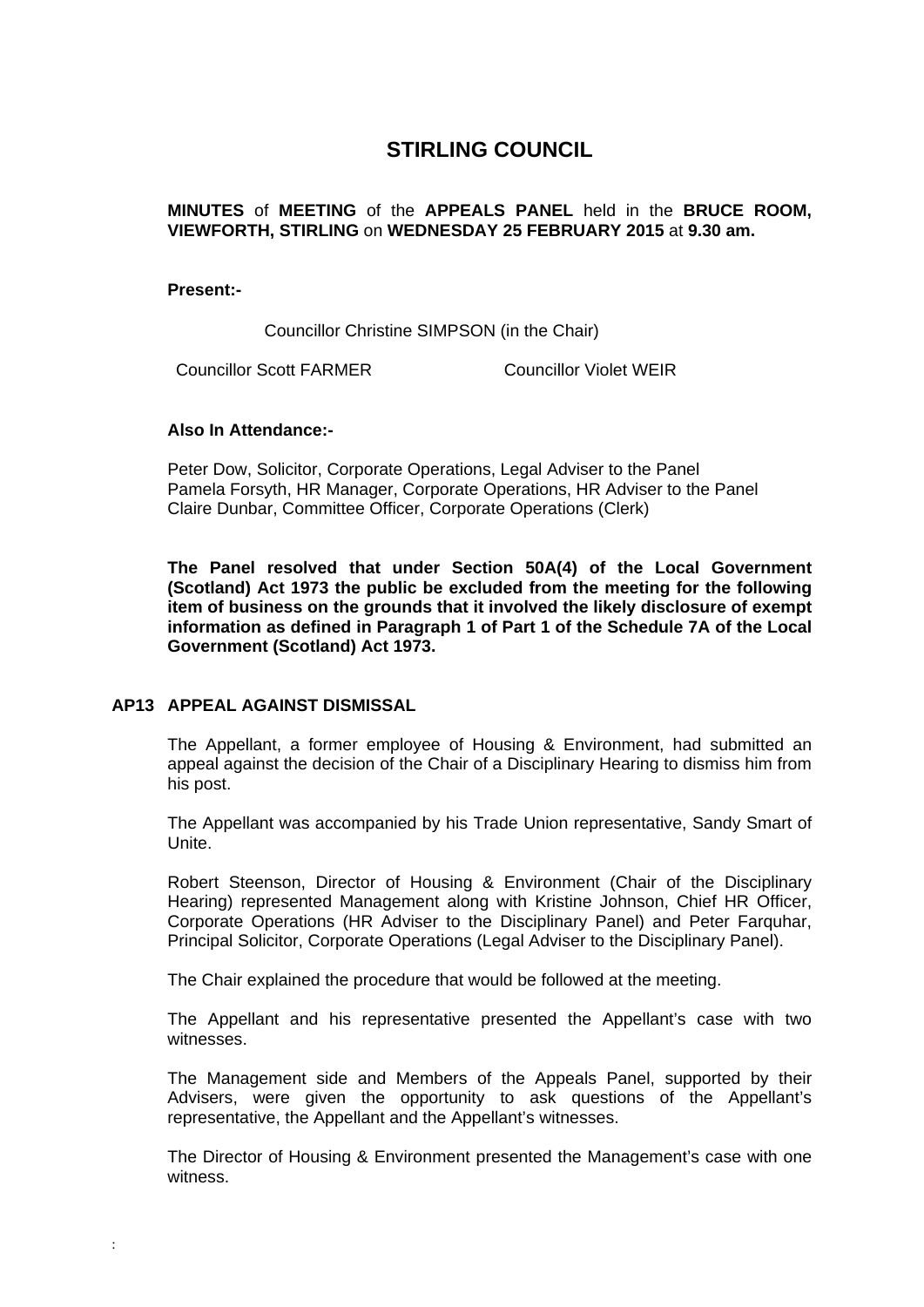# STIRLING COUNCIL

**MINUTES** of **MEETING** of the **APPEALS PANEL** held in the **BRUCE ROOM, VIEWFORTH, STIRLING** on **WEDNESDAY 25 FEBRUARY 2015** at **9.30 am.**

**Present:-**

Councillor Christine SIMPSON (in the Chair)

Councillor Scott FARMER

Councillor Violet WEIR

**Also In Attendance:-**

Peter Dow, Solicitor, Corporate Operations, Legal Adviser to the Panel
Pamela Forsyth, HR Manager, Corporate Operations, HR Adviser to the Panel
Claire Dunbar, Committee Officer, Corporate Operations (Clerk)

**The Panel resolved that under Section 50A(4) of the Local Government (Scotland) Act 1973 the public be excluded from the meeting for the following item of business on the grounds that it involved the likely disclosure of exempt information as defined in Paragraph 1 of Part 1 of the Schedule 7A of the Local Government (Scotland) Act 1973.**

## AP13 APPEAL AGAINST DISMISSAL

The Appellant, a former employee of Housing & Environment, had submitted an appeal against the decision of the Chair of a Disciplinary Hearing to dismiss him from his post.

The Appellant was accompanied by his Trade Union representative, Sandy Smart of Unite.

Robert Steenson, Director of Housing & Environment (Chair of the Disciplinary Hearing) represented Management along with Kristine Johnson, Chief HR Officer, Corporate Operations (HR Adviser to the Disciplinary Panel) and Peter Farquhar, Principal Solicitor, Corporate Operations (Legal Adviser to the Disciplinary Panel).

The Chair explained the procedure that would be followed at the meeting.

The Appellant and his representative presented the Appellant's case with two witnesses.

The Management side and Members of the Appeals Panel, supported by their Advisers, were given the opportunity to ask questions of the Appellant's representative, the Appellant and the Appellant's witnesses.

The Director of Housing & Environment presented the Management's case with one witness.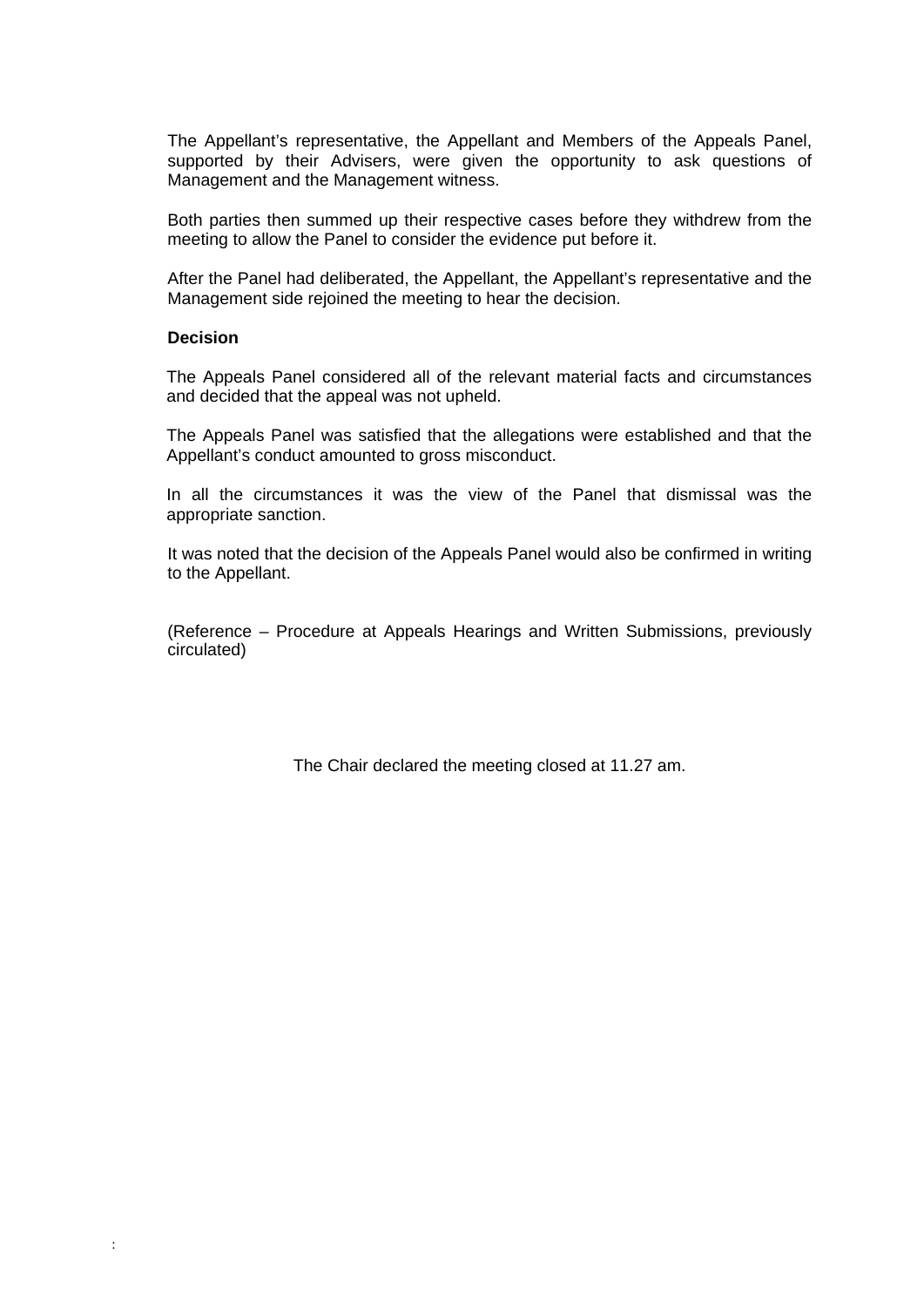The Appellant's representative, the Appellant and Members of the Appeals Panel, supported by their Advisers, were given the opportunity to ask questions of Management and the Management witness.

Both parties then summed up their respective cases before they withdrew from the meeting to allow the Panel to consider the evidence put before it.

After the Panel had deliberated, the Appellant, the Appellant's representative and the Management side rejoined the meeting to hear the decision.

**Decision**

The Appeals Panel considered all of the relevant material facts and circumstances and decided that the appeal was not upheld.

The Appeals Panel was satisfied that the allegations were established and that the Appellant's conduct amounted to gross misconduct.

In all the circumstances it was the view of the Panel that dismissal was the appropriate sanction.

It was noted that the decision of the Appeals Panel would also be confirmed in writing to the Appellant.

(Reference – Procedure at Appeals Hearings and Written Submissions, previously circulated)

The Chair declared the meeting closed at 11.27 am.